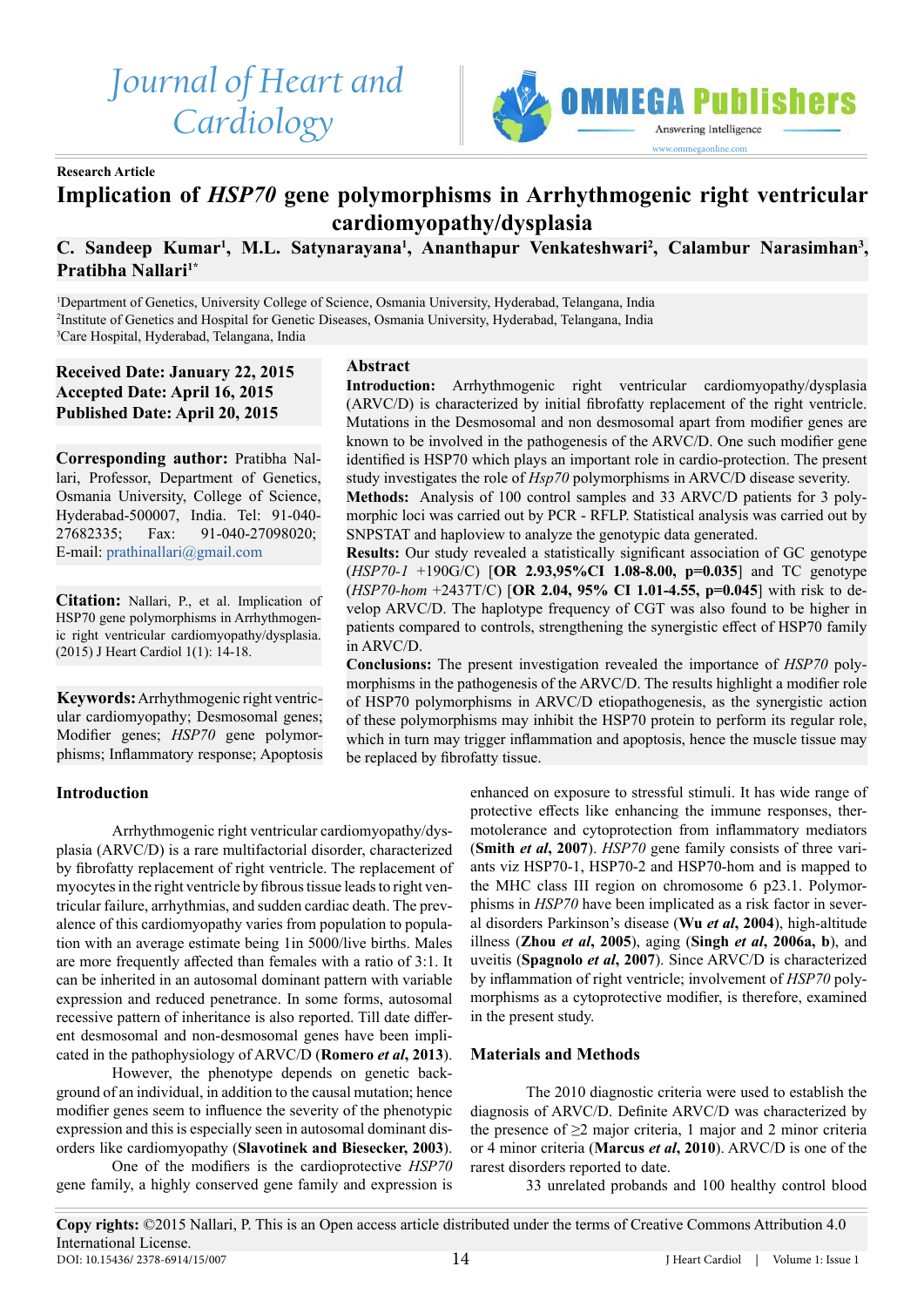Research Article

# Implication of *HSP70* gene polymorphisms in Arrhythmogenic right ventricular cardiomyopathy/dysplasia

**C. Sandeep Kumar[1], M.L. Satynarayana[1], Ananthapur Venkateshwari[2], Calambur Narasimhan[3], Pratibha Nallari[1*]**

[1]Department of Genetics, University College of Science, Osmania University, Hyderabad, Telangana, India
[2]Institute of Genetics and Hospital for Genetic Diseases, Osmania University, Hyderabad, Telangana, India
[3]Care Hospital, Hyderabad, Telangana, India

**Received Date: January 22, 2015**
**Accepted Date: April 16, 2015**
**Published Date: April 20, 2015**

**Corresponding author:** Pratibha Nallari, Professor, Department of Genetics, Osmania University, College of Science, Hyderabad-500007, India. Tel: 91-040-27682335; Fax: 91-040-27098020; E-mail: prathinallari@gmail.com

**Citation:** Nallari, P., et al. Implication of HSP70 gene polymorphisms in Arrhythmogenic right ventricular cardiomyopathy/dysplasia. (2015) J Heart Cardiol 1(1): 14-18.

**Keywords:** Arrhythmogenic right ventricular cardiomyopathy; Desmosomal genes; Modifier genes; *HSP70* gene polymorphisms; Inflammatory response; Apoptosis

## Abstract

**Introduction:** Arrhythmogenic right ventricular cardiomyopathy/dysplasia (ARVC/D) is characterized by initial fibrofatty replacement of the right ventricle. Mutations in the Desmosomal and non desmosomal apart from modifier genes are known to be involved in the pathogenesis of the ARVC/D. One such modifier gene identified is HSP70 which plays an important role in cardio-protection. The present study investigates the role of *Hsp70* polymorphisms in ARVC/D disease severity.

**Methods:** Analysis of 100 control samples and 33 ARVC/D patients for 3 polymorphic loci was carried out by PCR - RFLP. Statistical analysis was carried out by SNPSTAT and haploview to analyze the genotypic data generated.

**Results:** Our study revealed a statistically significant association of GC genotype (*HSP70-1* +190G/C) [**OR 2.93,95%CI 1.08-8.00, p=0.035**] and TC genotype (*HSP70-hom* +2437T/C) [**OR 2.04, 95% CI 1.01-4.55, p=0.045**] with risk to develop ARVC/D. The haplotype frequency of CGT was also found to be higher in patients compared to controls, strengthening the synergistic effect of HSP70 family in ARVC/D.

**Conclusions:** The present investigation revealed the importance of *HSP70* polymorphisms in the pathogenesis of the ARVC/D. The results highlight a modifier role of HSP70 polymorphisms in ARVC/D etiopathogenesis, as the synergistic action of these polymorphisms may inhibit the HSP70 protein to perform its regular role, which in turn may trigger inflammation and apoptosis, hence the muscle tissue may be replaced by fibrofatty tissue.

## Introduction

Arrhythmogenic right ventricular cardiomyopathy/dysplasia (ARVC/D) is a rare multifactorial disorder, characterized by fibrofatty replacement of right ventricle. The replacement of myocytes in the right ventricle by fibrous tissue leads to right ventricular failure, arrhythmias, and sudden cardiac death. The prevalence of this cardiomyopathy varies from population to population with an average estimate being 1in 5000/live births. Males are more frequently affected than females with a ratio of 3:1. It can be inherited in an autosomal dominant pattern with variable expression and reduced penetrance. In some forms, autosomal recessive pattern of inheritance is also reported. Till date different desmosomal and non-desmosomal genes have been implicated in the pathophysiology of ARVC/D (**Romero *et al*, 2013**).

However, the phenotype depends on genetic background of an individual, in addition to the causal mutation; hence modifier genes seem to influence the severity of the phenotypic expression and this is especially seen in autosomal dominant disorders like cardiomyopathy (**Slavotinek and Biesecker, 2003**).

One of the modifiers is the cardioprotective *HSP70* gene family, a highly conserved gene family and expression is enhanced on exposure to stressful stimuli. It has wide range of protective effects like enhancing the immune responses, thermotolerance and cytoprotection from inflammatory mediators (**Smith *et al*, 2007**). *HSP70* gene family consists of three variants viz HSP70-1, HSP70-2 and HSP70-hom and is mapped to the MHC class III region on chromosome 6 p23.1. Polymorphisms in *HSP70* have been implicated as a risk factor in several disorders Parkinson's disease (**Wu *et al*, 2004**), high-altitude illness (**Zhou *et al*, 2005**), aging (**Singh *et al*, 2006a, b**), and uveitis (**Spagnolo *et al*, 2007**). Since ARVC/D is characterized by inflammation of right ventricle; involvement of *HSP70* polymorphisms as a cytoprotective modifier, is therefore, examined in the present study.

## Materials and Methods

The 2010 diagnostic criteria were used to establish the diagnosis of ARVC/D. Definite ARVC/D was characterized by the presence of ≥2 major criteria, 1 major and 2 minor criteria or 4 minor criteria (**Marcus *et al*, 2010**). ARVC/D is one of the rarest disorders reported to date.

33 unrelated probands and 100 healthy control blood

**Copy rights:** ©2015 Nallari, P. This is an Open access article distributed under the terms of Creative Commons Attribution 4.0 International License.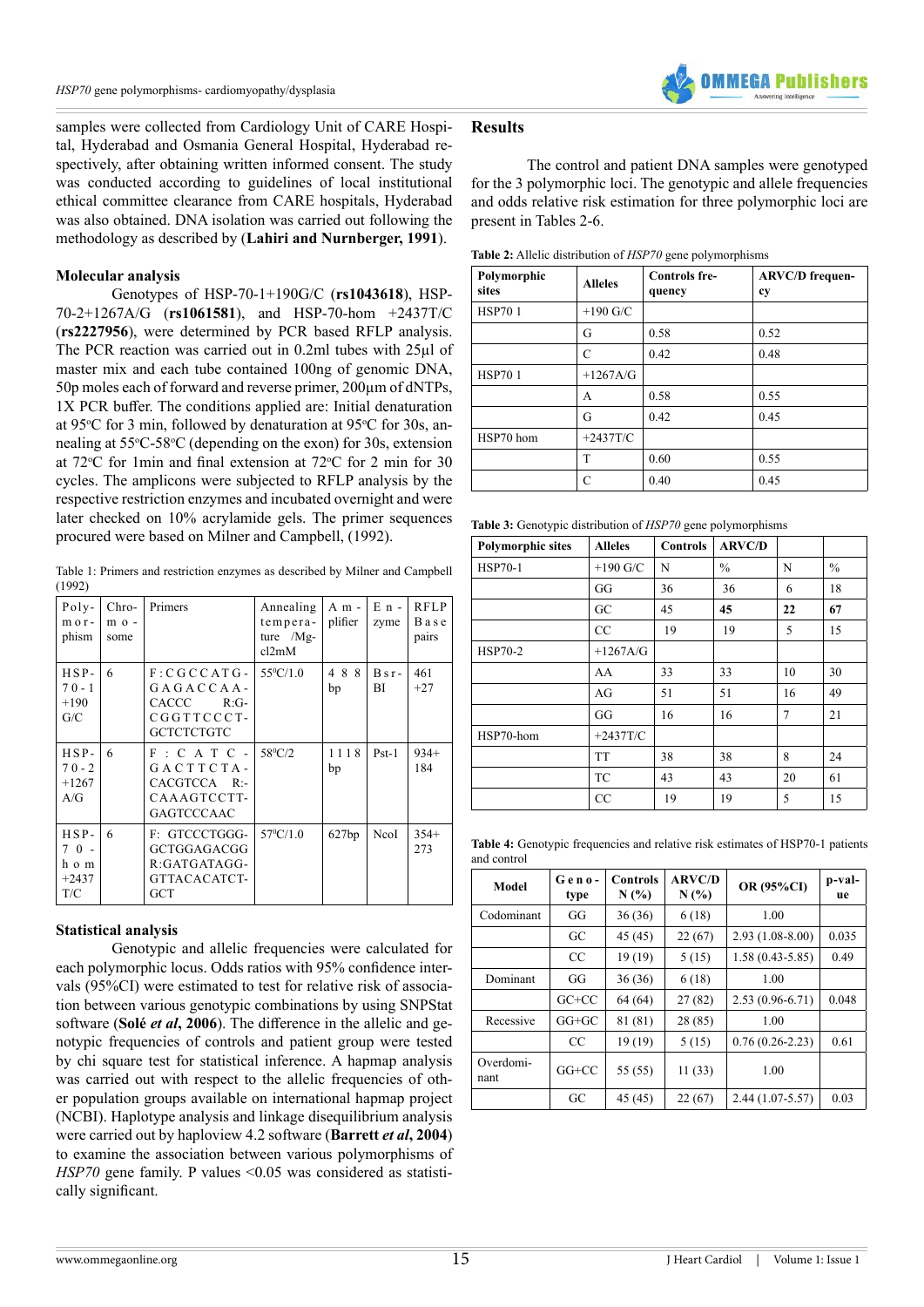samples were collected from Cardiology Unit of CARE Hospital, Hyderabad and Osmania General Hospital, Hyderabad respectively, after obtaining written informed consent. The study was conducted according to guidelines of local institutional ethical committee clearance from CARE hospitals, Hyderabad was also obtained. DNA isolation was carried out following the methodology as described by (**Lahiri and Nurnberger, 1991**).

### Molecular analysis

Genotypes of HSP-70-1+190G/C (**rs1043618**), HSP-70-2+1267A/G (**rs1061581**), and HSP-70-hom +2437T/C (**rs2227956**), were determined by PCR based RFLP analysis. The PCR reaction was carried out in 0.2ml tubes with 25µl of master mix and each tube contained 100ng of genomic DNA, 50p moles each of forward and reverse primer, 200µm of dNTPs, 1X PCR buffer. The conditions applied are: Initial denaturation at 95°C for 3 min, followed by denaturation at 95°C for 30s, annealing at 55°C-58°C (depending on the exon) for 30s, extension at 72°C for 1min and final extension at 72°C for 2 min for 30 cycles. The amplicons were subjected to RFLP analysis by the respective restriction enzymes and incubated overnight and were later checked on 10% acrylamide gels. The primer sequences procured were based on Milner and Campbell, (1992).

Table 1: Primers and restriction enzymes as described by Milner and Campbell (1992)

| Polymorphism | Chromosome | Primers | Annealing temperature /Mgcl2mM | Amplifier | Enzyme | RFLP Base pairs |
|---|---|---|---|---|---|---|
| HSP-70-1 +190 G/C | 6 | F:CGCCATGGAGACCAACACCC R:GCGGTTCCCTGCTCTCTGTC | 55°C/1.0 | 488 bp | BsrBI | 461 +27 |
| HSP-70-2 +1267 A/G | 6 | F:CATCGACTTCTACACGTCCA R:-CAAAGTCCTTGAGTCCCAAC | 58°C/2 | 1118 bp | Pst-1 | 934+ 184 |
| HSP-70-hom +2437 T/C | 6 | F: GTCCCTGGGCTGGAGACGG R:GATGATAGGGTTACACATCTGCT | 57°C/1.0 | 627bp | NcoI | 354+ 273 |

### Statistical analysis

Genotypic and allelic frequencies were calculated for each polymorphic locus. Odds ratios with 95% confidence intervals (95%CI) were estimated to test for relative risk of association between various genotypic combinations by using SNPStat software (**Solé *et al*, 2006**). The difference in the allelic and genotypic frequencies of controls and patient group were tested by chi square test for statistical inference. A hapmap analysis was carried out with respect to the allelic frequencies of other population groups available on international hapmap project (NCBI). Haplotype analysis and linkage disequilibrium analysis were carried out by haploview 4.2 software (**Barrett *et al*, 2004**) to examine the association between various polymorphisms of *HSP70* gene family. P values <0.05 was considered as statistically significant.

## Results

The control and patient DNA samples were genotyped for the 3 polymorphic loci. The genotypic and allele frequencies and odds relative risk estimation for three polymorphic loci are present in Tables 2-6.

**Table 2:** Allelic distribution of *HSP70* gene polymorphisms

| Polymorphic sites | Alleles | Controls frequency | ARVC/D frequency |
|---|---|---|---|
| HSP70 1 | +190 G/C | | |
| | G | 0.58 | 0.52 |
| | C | 0.42 | 0.48 |
| HSP70 1 | +1267A/G | | |
| | A | 0.58 | 0.55 |
| | G | 0.42 | 0.45 |
| HSP70 hom | +2437T/C | | |
| | T | 0.60 | 0.55 |
| | C | 0.40 | 0.45 |

**Table 3:** Genotypic distribution of *HSP70* gene polymorphisms

| Polymorphic sites | Alleles | Controls | ARVC/D | | |
|---|---|---|---|---|---|
| HSP70-1 | +190 G/C | N | % | N | % |
| | GG | 36 | 36 | 6 | 18 |
| | GC | 45 | **45** | **22** | **67** |
| | CC | 19 | 19 | 5 | 15 |
| HSP70-2 | +1267A/G | | | | |
| | AA | 33 | 33 | 10 | 30 |
| | AG | 51 | 51 | 16 | 49 |
| | GG | 16 | 16 | 7 | 21 |
| HSP70-hom | +2437T/C | | | | |
| | TT | 38 | 38 | 8 | 24 |
| | TC | 43 | 43 | 20 | 61 |
| | CC | 19 | 19 | 5 | 15 |

**Table 4:** Genotypic frequencies and relative risk estimates of HSP70-1 patients and control

| Model | Genotype | Controls N (%) | ARVC/D N (%) | OR (95%CI) | p-value |
|---|---|---|---|---|---|
| Codominant | GG | 36 (36) | 6 (18) | 1.00 | |
| | GC | 45 (45) | 22 (67) | 2.93 (1.08-8.00) | 0.035 |
| | CC | 19 (19) | 5 (15) | 1.58 (0.43-5.85) | 0.49 |
| Dominant | GG | 36 (36) | 6 (18) | 1.00 | |
| | GC+CC | 64 (64) | 27 (82) | 2.53 (0.96-6.71) | 0.048 |
| Recessive | GG+GC | 81 (81) | 28 (85) | 1.00 | |
| | CC | 19 (19) | 5 (15) | 0.76 (0.26-2.23) | 0.61 |
| Overdominant | GG+CC | 55 (55) | 11 (33) | 1.00 | |
| | GC | 45 (45) | 22 (67) | 2.44 (1.07-5.57) | 0.03 |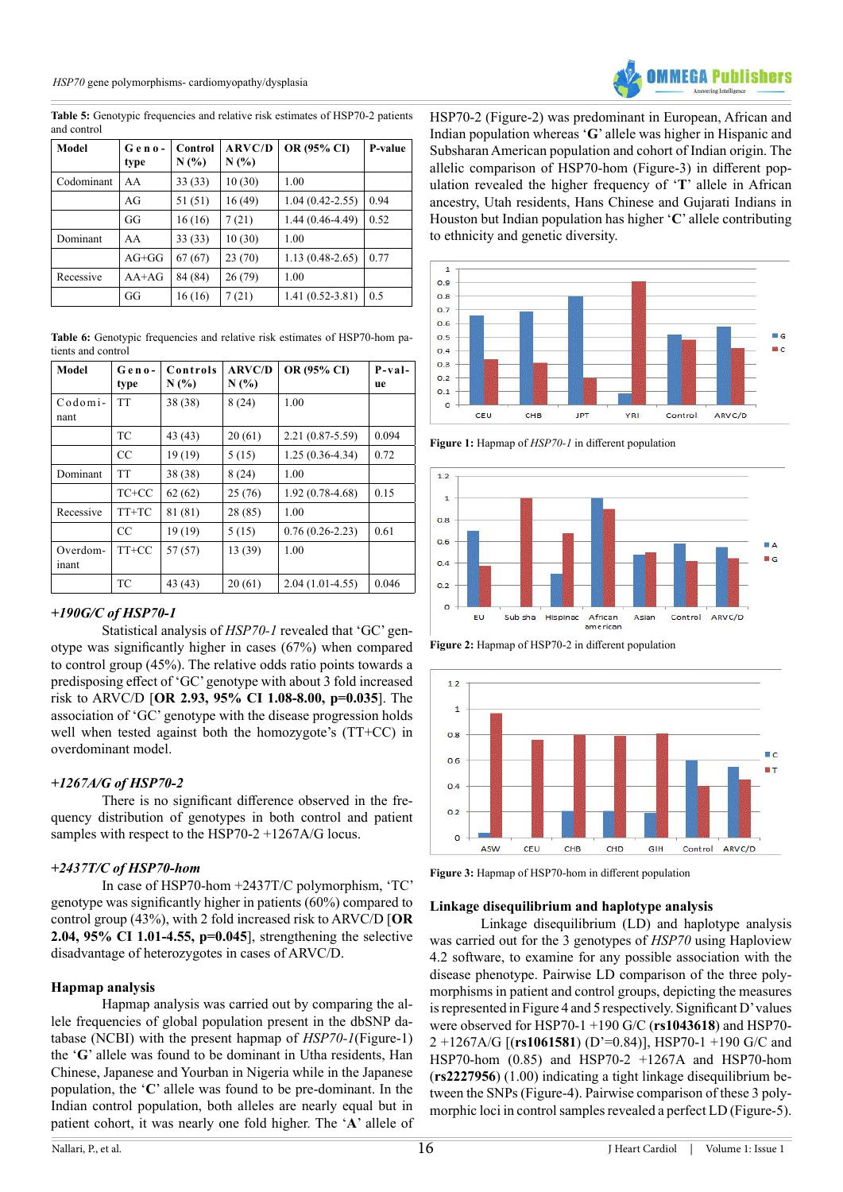**Table 5:** Genotypic frequencies and relative risk estimates of HSP70-2 patients and control

| Model | Genotype | Control N (%) | ARVC/D N (%) | OR (95% CI) | P-value |
|---|---|---|---|---|---|
| Codominant | AA | 33 (33) | 10 (30) | 1.00 | |
| | AG | 51 (51) | 16 (49) | 1.04 (0.42-2.55) | 0.94 |
| | GG | 16 (16) | 7 (21) | 1.44 (0.46-4.49) | 0.52 |
| Dominant | AA | 33 (33) | 10 (30) | 1.00 | |
| | AG+GG | 67 (67) | 23 (70) | 1.13 (0.48-2.65) | 0.77 |
| Recessive | AA+AG | 84 (84) | 26 (79) | 1.00 | |
| | GG | 16 (16) | 7 (21) | 1.41 (0.52-3.81) | 0.5 |

**Table 6:** Genotypic frequencies and relative risk estimates of HSP70-hom patients and control

| Model | Genotype | Controls N (%) | ARVC/D N (%) | OR (95% CI) | P-value |
|---|---|---|---|---|---|
| Codominant | TT | 38 (38) | 8 (24) | 1.00 | |
| | TC | 43 (43) | 20 (61) | 2.21 (0.87-5.59) | 0.094 |
| | CC | 19 (19) | 5 (15) | 1.25 (0.36-4.34) | 0.72 |
| Dominant | TT | 38 (38) | 8 (24) | 1.00 | |
| | TC+CC | 62 (62) | 25 (76) | 1.92 (0.78-4.68) | 0.15 |
| Recessive | TT+TC | 81 (81) | 28 (85) | 1.00 | |
| | CC | 19 (19) | 5 (15) | 0.76 (0.26-2.23) | 0.61 |
| Overdominant | TT+CC | 57 (57) | 13 (39) | 1.00 | |
| | TC | 43 (43) | 20 (61) | 2.04 (1.01-4.55) | 0.046 |

### *+190G/C of HSP70-1*

Statistical analysis of *HSP70-1* revealed that 'GC' genotype was significantly higher in cases (67%) when compared to control group (45%). The relative odds ratio points towards a predisposing effect of 'GC' genotype with about 3 fold increased risk to ARVC/D [**OR 2.93, 95% CI 1.08-8.00, p=0.035**]. The association of 'GC' genotype with the disease progression holds well when tested against both the homozygote's (TT+CC) in overdominant model.

### *+1267A/G of HSP70-2*

There is no significant difference observed in the frequency distribution of genotypes in both control and patient samples with respect to the HSP70-2 +1267A/G locus.

### *+2437T/C of HSP70-hom*

In case of HSP70-hom +2437T/C polymorphism, 'TC' genotype was significantly higher in patients (60%) compared to control group (43%), with 2 fold increased risk to ARVC/D [**OR 2.04, 95% CI 1.01-4.55, p=0.045**], strengthening the selective disadvantage of heterozygotes in cases of ARVC/D.

### Hapmap analysis

Hapmap analysis was carried out by comparing the allele frequencies of global population present in the dbSNP database (NCBI) with the present hapmap of *HSP70-1*(Figure-1) the '**G**' allele was found to be dominant in Utha residents, Han Chinese, Japanese and Yourban in Nigeria while in the Japanese population, the '**C**' allele was found to be pre-dominant. In the Indian control population, both alleles are nearly equal but in patient cohort, it was nearly one fold higher. The '**A**' allele of HSP70-2 (Figure-2) was predominant in European, African and Indian population whereas '**G**' allele was higher in Hispanic and Subsharan American population and cohort of Indian origin. The allelic comparison of HSP70-hom (Figure-3) in different population revealed the higher frequency of '**T**' allele in African ancestry, Utah residents, Hans Chinese and Gujarati Indians in Houston but Indian population has higher '**C**' allele contributing to ethnicity and genetic diversity.

**Figure 1:** Hapmap of *HSP70-1* in different population

**Figure 2:** Hapmap of HSP70-2 in different population

**Figure 3:** Hapmap of HSP70-hom in different population

### Linkage disequilibrium and haplotype analysis

Linkage disequilibrium (LD) and haplotype analysis was carried out for the 3 genotypes of *HSP70* using Haploview 4.2 software, to examine for any possible association with the disease phenotype. Pairwise LD comparison of the three polymorphisms in patient and control groups, depicting the measures is represented in Figure 4 and 5 respectively. Significant D' values were observed for HSP70-1 +190 G/C (**rs1043618**) and HSP70-2 +1267A/G [(**rs1061581**) (D'=0.84)], HSP70-1 +190 G/C and HSP70-hom (0.85) and HSP70-2 +1267A and HSP70-hom (**rs2227956**) (1.00) indicating a tight linkage disequilibrium between the SNPs (Figure-4). Pairwise comparison of these 3 polymorphic loci in control samples revealed a perfect LD (Figure-5).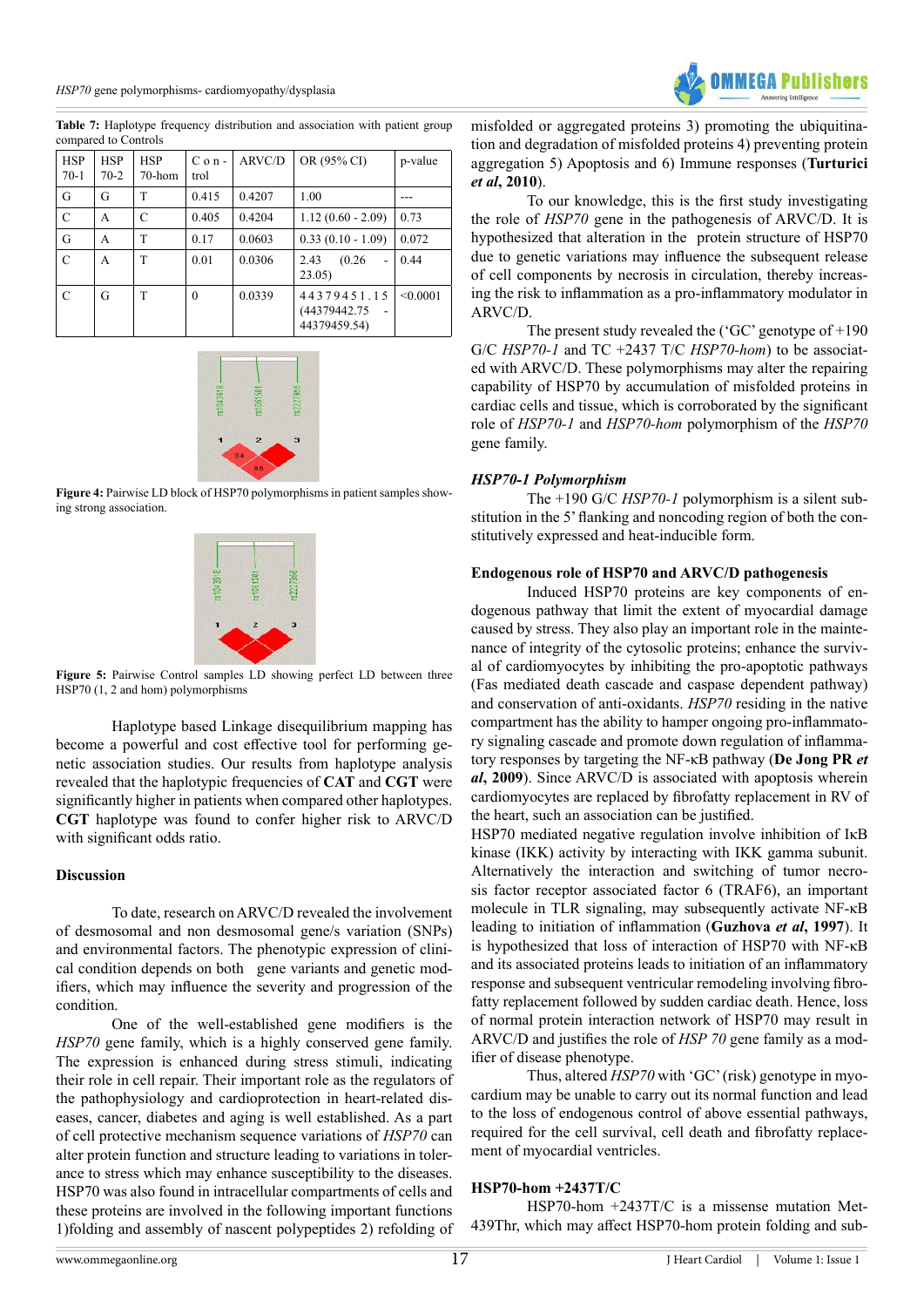**Table 7:** Haplotype frequency distribution and association with patient group compared to Controls

| HSP 70-1 | HSP 70-2 | HSP 70-hom | Control | ARVC/D | OR (95% CI) | p-value |
|---|---|---|---|---|---|---|
| G | G | T | 0.415 | 0.4207 | 1.00 | --- |
| C | A | C | 0.405 | 0.4204 | 1.12 (0.60 - 2.09) | 0.73 |
| G | A | T | 0.17 | 0.0603 | 0.33 (0.10 - 1.09) | 0.072 |
| C | A | T | 0.01 | 0.0306 | 2.43 (0.26 - 23.05) | 0.44 |
| C | G | T | 0 | 0.0339 | 44379451.15 (44379442.75 - 44379459.54) | <0.0001 |

**Figure 4:** Pairwise LD block of HSP70 polymorphisms in patient samples showing strong association.

**Figure 5:** Pairwise Control samples LD showing perfect LD between three HSP70 (1, 2 and hom) polymorphisms

Haplotype based Linkage disequilibrium mapping has become a powerful and cost effective tool for performing genetic association studies. Our results from haplotype analysis revealed that the haplotypic frequencies of **CAT** and **CGT** were significantly higher in patients when compared other haplotypes. **CGT** haplotype was found to confer higher risk to ARVC/D with significant odds ratio.

## Discussion

To date, research on ARVC/D revealed the involvement of desmosomal and non desmosomal gene/s variation (SNPs) and environmental factors. The phenotypic expression of clinical condition depends on both gene variants and genetic modifiers, which may influence the severity and progression of the condition.

One of the well-established gene modifiers is the *HSP70* gene family, which is a highly conserved gene family. The expression is enhanced during stress stimuli, indicating their role in cell repair. Their important role as the regulators of the pathophysiology and cardioprotection in heart-related diseases, cancer, diabetes and aging is well established. As a part of cell protective mechanism sequence variations of *HSP70* can alter protein function and structure leading to variations in tolerance to stress which may enhance susceptibility to the diseases. HSP70 was also found in intracellular compartments of cells and these proteins are involved in the following important functions 1)folding and assembly of nascent polypeptides 2) refolding of misfolded or aggregated proteins 3) promoting the ubiquitination and degradation of misfolded proteins 4) preventing protein aggregation 5) Apoptosis and 6) Immune responses (**Turturici *et al*, 2010**).

To our knowledge, this is the first study investigating the role of *HSP70* gene in the pathogenesis of ARVC/D. It is hypothesized that alteration in the protein structure of HSP70 due to genetic variations may influence the subsequent release of cell components by necrosis in circulation, thereby increasing the risk to inflammation as a pro-inflammatory modulator in ARVC/D.

The present study revealed the ('GC' genotype of +190 G/C *HSP70-1* and TC +2437 T/C *HSP70-hom*) to be associated with ARVC/D. These polymorphisms may alter the repairing capability of HSP70 by accumulation of misfolded proteins in cardiac cells and tissue, which is corroborated by the significant role of *HSP70-1* and *HSP70-hom* polymorphism of the *HSP70* gene family.

### *HSP70-1 Polymorphism*

The +190 G/C *HSP70-1* polymorphism is a silent substitution in the 5' flanking and noncoding region of both the constitutively expressed and heat-inducible form.

### Endogenous role of HSP70 and ARVC/D pathogenesis

Induced HSP70 proteins are key components of endogenous pathway that limit the extent of myocardial damage caused by stress. They also play an important role in the maintenance of integrity of the cytosolic proteins; enhance the survival of cardiomyocytes by inhibiting the pro-apoptotic pathways (Fas mediated death cascade and caspase dependent pathway) and conservation of anti-oxidants. *HSP70* residing in the native compartment has the ability to hamper ongoing pro-inflammatory signaling cascade and promote down regulation of inflammatory responses by targeting the NF-κB pathway (**De Jong PR *et al*, 2009**). Since ARVC/D is associated with apoptosis wherein cardiomyocytes are replaced by fibrofatty replacement in RV of the heart, such an association can be justified.

HSP70 mediated negative regulation involve inhibition of IκB kinase (IKK) activity by interacting with IKK gamma subunit. Alternatively the interaction and switching of tumor necrosis factor receptor associated factor 6 (TRAF6), an important molecule in TLR signaling, may subsequently activate NF-κB leading to initiation of inflammation (**Guzhova *et al*, 1997**). It is hypothesized that loss of interaction of HSP70 with NF-κB and its associated proteins leads to initiation of an inflammatory response and subsequent ventricular remodeling involving fibrofatty replacement followed by sudden cardiac death. Hence, loss of normal protein interaction network of HSP70 may result in ARVC/D and justifies the role of *HSP 70* gene family as a modifier of disease phenotype.

Thus, altered *HSP70* with 'GC' (risk) genotype in myocardium may be unable to carry out its normal function and lead to the loss of endogenous control of above essential pathways, required for the cell survival, cell death and fibrofatty replacement of myocardial ventricles.

### HSP70-hom +2437T/C

HSP70-hom +2437T/C is a missense mutation Met439Thr, which may affect HSP70-hom protein folding and sub-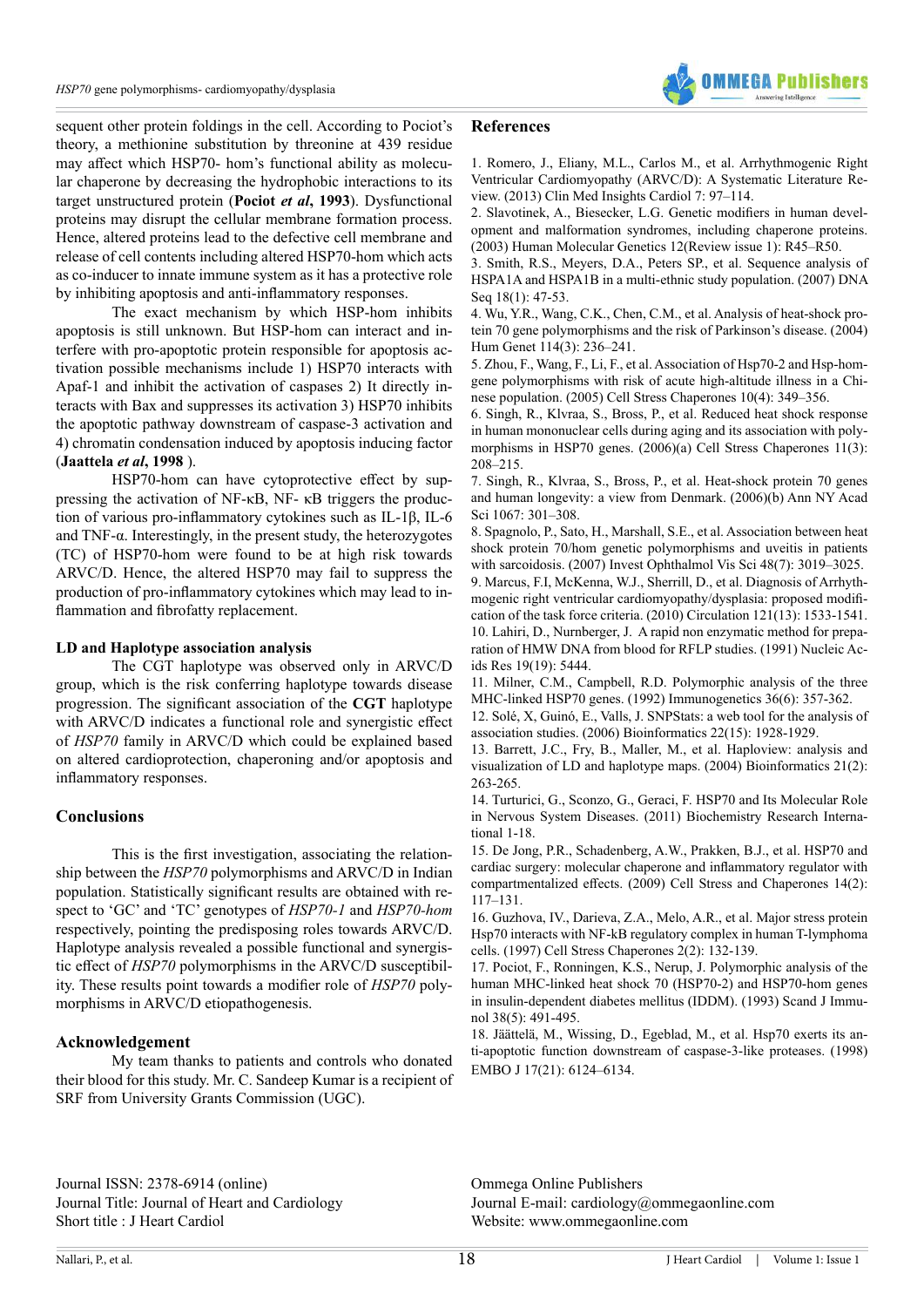sequent other protein foldings in the cell. According to Pociot's theory, a methionine substitution by threonine at 439 residue may affect which HSP70- hom's functional ability as molecular chaperone by decreasing the hydrophobic interactions to its target unstructured protein (**Pociot *et al*, 1993**). Dysfunctional proteins may disrupt the cellular membrane formation process. Hence, altered proteins lead to the defective cell membrane and release of cell contents including altered HSP70-hom which acts as co-inducer to innate immune system as it has a protective role by inhibiting apoptosis and anti-inflammatory responses.

The exact mechanism by which HSP-hom inhibits apoptosis is still unknown. But HSP-hom can interact and interfere with pro-apoptotic protein responsible for apoptosis activation possible mechanisms include 1) HSP70 interacts with Apaf-1 and inhibit the activation of caspases 2) It directly interacts with Bax and suppresses its activation 3) HSP70 inhibits the apoptotic pathway downstream of caspase-3 activation and 4) chromatin condensation induced by apoptosis inducing factor (**Jaattela *et al*, 1998** ).

HSP70-hom can have cytoprotective effect by suppressing the activation of NF-κB, NF- κB triggers the production of various pro-inflammatory cytokines such as IL-1β, IL-6 and TNF-α. Interestingly, in the present study, the heterozygotes (TC) of HSP70-hom were found to be at high risk towards ARVC/D. Hence, the altered HSP70 may fail to suppress the production of pro-inflammatory cytokines which may lead to inflammation and fibrofatty replacement.

**LD and Haplotype association analysis**

The CGT haplotype was observed only in ARVC/D group, which is the risk conferring haplotype towards disease progression. The significant association of the **CGT** haplotype with ARVC/D indicates a functional role and synergistic effect of *HSP70* family in ARVC/D which could be explained based on altered cardioprotection, chaperoning and/or apoptosis and inflammatory responses.

## Conclusions

This is the first investigation, associating the relationship between the *HSP70* polymorphisms and ARVC/D in Indian population. Statistically significant results are obtained with respect to 'GC' and 'TC' genotypes of *HSP70-1* and *HSP70-hom* respectively, pointing the predisposing roles towards ARVC/D. Haplotype analysis revealed a possible functional and synergistic effect of *HSP70* polymorphisms in the ARVC/D susceptibility. These results point towards a modifier role of *HSP70* polymorphisms in ARVC/D etiopathogenesis.

## Acknowledgement

My team thanks to patients and controls who donated their blood for this study. Mr. C. Sandeep Kumar is a recipient of SRF from University Grants Commission (UGC).

## References

1. Romero, J., Eliany, M.L., Carlos M., et al. Arrhythmogenic Right Ventricular Cardiomyopathy (ARVC/D): A Systematic Literature Review. (2013) Clin Med Insights Cardiol 7: 97–114.
2. Slavotinek, A., Biesecker, L.G. Genetic modifiers in human development and malformation syndromes, including chaperone proteins. (2003) Human Molecular Genetics 12(Review issue 1): R45–R50.
3. Smith, R.S., Meyers, D.A., Peters SP., et al. Sequence analysis of HSPA1A and HSPA1B in a multi-ethnic study population. (2007) DNA Seq 18(1): 47-53.
4. Wu, Y.R., Wang, C.K., Chen, C.M., et al. Analysis of heat-shock protein 70 gene polymorphisms and the risk of Parkinson's disease. (2004) Hum Genet 114(3): 236–241.
5. Zhou, F., Wang, F., Li, F., et al. Association of Hsp70-2 and Hsp-hom-gene polymorphisms with risk of acute high-altitude illness in a Chinese population. (2005) Cell Stress Chaperones 10(4): 349–356.
6. Singh, R., Klvraa, S., Bross, P., et al. Reduced heat shock response in human mononuclear cells during aging and its association with polymorphisms in HSP70 genes. (2006)(a) Cell Stress Chaperones 11(3): 208–215.
7. Singh, R., Klvraa, S., Bross, P., et al. Heat-shock protein 70 genes and human longevity: a view from Denmark. (2006)(b) Ann NY Acad Sci 1067: 301–308.
8. Spagnolo, P., Sato, H., Marshall, S.E., et al. Association between heat shock protein 70/hom genetic polymorphisms and uveitis in patients with sarcoidosis. (2007) Invest Ophthalmol Vis Sci 48(7): 3019–3025.
9. Marcus, F.I, McKenna, W.J., Sherrill, D., et al. Diagnosis of Arrhythmogenic right ventricular cardiomyopathy/dysplasia: proposed modification of the task force criteria. (2010) Circulation 121(13): 1533-1541.
10. Lahiri, D., Nurnberger, J. A rapid non enzymatic method for preparation of HMW DNA from blood for RFLP studies. (1991) Nucleic Acids Res 19(19): 5444.
11. Milner, C.M., Campbell, R.D. Polymorphic analysis of the three MHC-linked HSP70 genes. (1992) Immunogenetics 36(6): 357-362.
12. Solé, X, Guinó, E., Valls, J. SNPStats: a web tool for the analysis of association studies. (2006) Bioinformatics 22(15): 1928-1929.
13. Barrett, J.C., Fry, B., Maller, M., et al. Haploview: analysis and visualization of LD and haplotype maps. (2004) Bioinformatics 21(2): 263-265.
14. Turturici, G., Sconzo, G., Geraci, F. HSP70 and Its Molecular Role in Nervous System Diseases. (2011) Biochemistry Research International 1-18.
15. De Jong, P.R., Schadenberg, A.W., Prakken, B.J., et al. HSP70 and cardiac surgery: molecular chaperone and inflammatory regulator with compartmentalized effects. (2009) Cell Stress and Chaperones 14(2): 117–131.
16. Guzhova, IV., Darieva, Z.A., Melo, A.R., et al. Major stress protein Hsp70 interacts with NF-kB regulatory complex in human T-lymphoma cells. (1997) Cell Stress Chaperones 2(2): 132-139.
17. Pociot, F., Ronningen, K.S., Nerup, J. Polymorphic analysis of the human MHC-linked heat shock 70 (HSP70-2) and HSP70-hom genes in insulin-dependent diabetes mellitus (IDDM). (1993) Scand J Immunol 38(5): 491-495.
18. Jäättelä, M., Wissing, D., Egeblad, M., et al. Hsp70 exerts its anti-apoptotic function downstream of caspase-3-like proteases. (1998) EMBO J 17(21): 6124–6134.

Journal ISSN: 2378-6914 (online)
Journal Title: Journal of Heart and Cardiology
Short title : J Heart Cardiol

Ommega Online Publishers
Journal E-mail: cardiology@ommegaonline.com
Website: www.ommegaonline.com